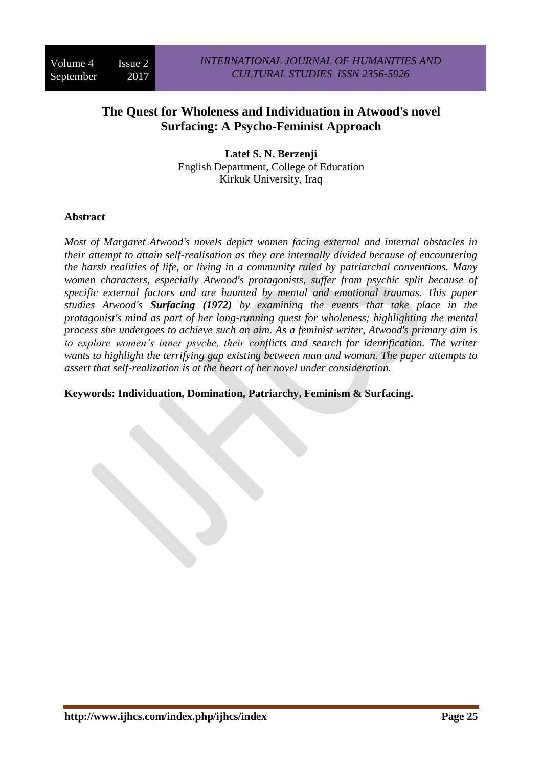# The Quest for Wholeness and Individuation in Atwood's novel Surfacing: A Psycho-Feminist Approach

**Latef S. N. Berzenji**
English Department, College of Education
Kirkuk University, Iraq

## Abstract

*Most of Margaret Atwood's novels depict women facing external and internal obstacles in their attempt to attain self-realisation as they are internally divided because of encountering the harsh realities of life, or living in a community ruled by patriarchal conventions. Many women characters, especially Atwood's protagonists, suffer from psychic split because of specific external factors and are haunted by mental and emotional traumas. This paper studies Atwood's* ***Surfacing (1972)*** *by examining the events that take place in the protagonist's mind as part of her long-running quest for wholeness; highlighting the mental process she undergoes to achieve such an aim. As a feminist writer, Atwood's primary aim is to explore women's inner psyche, their conflicts and search for identification. The writer wants to highlight the terrifying gap existing between man and woman. The paper attempts to assert that self-realization is at the heart of her novel under consideration.*

**Keywords: Individuation, Domination, Patriarchy, Feminism & Surfacing.**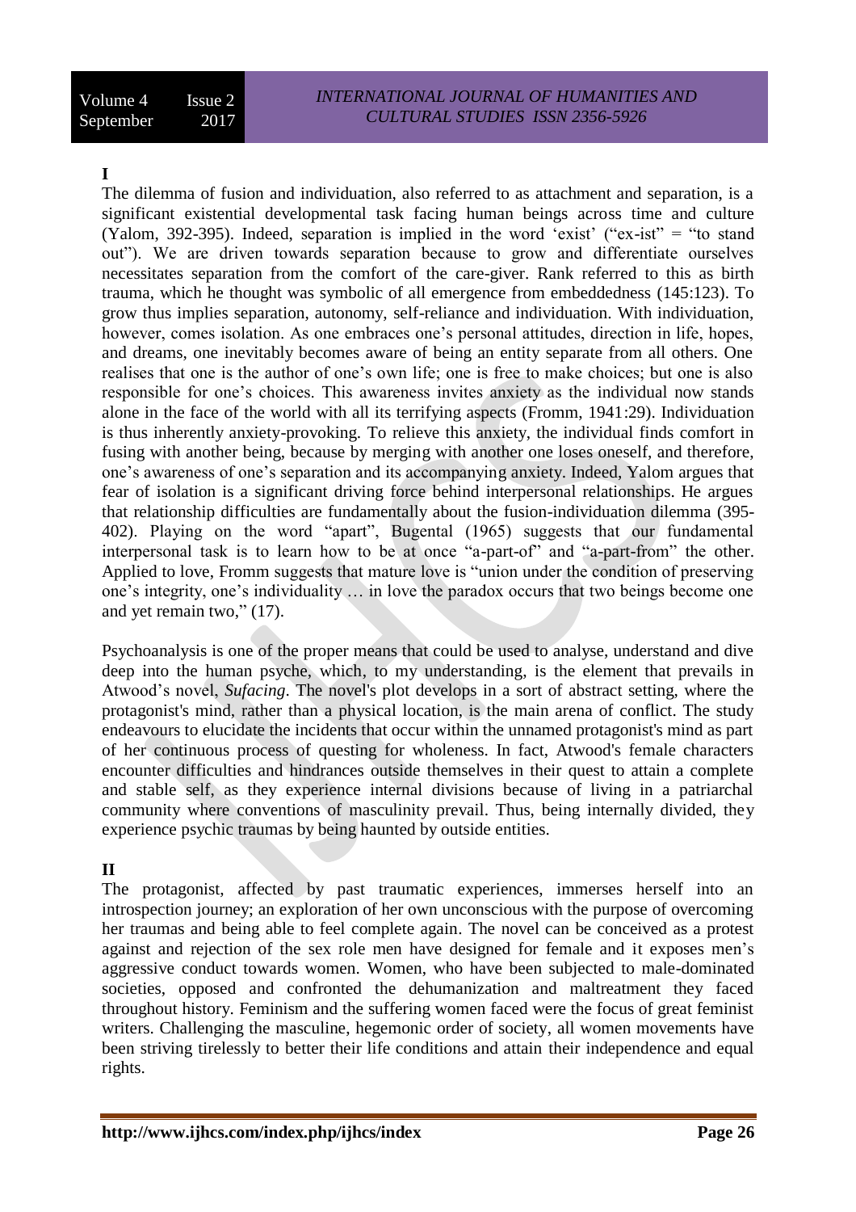**I**

The dilemma of fusion and individuation, also referred to as attachment and separation, is a significant existential developmental task facing human beings across time and culture (Yalom, 392-395). Indeed, separation is implied in the word 'exist' ("ex-ist" = "to stand out"). We are driven towards separation because to grow and differentiate ourselves necessitates separation from the comfort of the care-giver. Rank referred to this as birth trauma, which he thought was symbolic of all emergence from embeddedness (145:123). To grow thus implies separation, autonomy, self-reliance and individuation. With individuation, however, comes isolation. As one embraces one's personal attitudes, direction in life, hopes, and dreams, one inevitably becomes aware of being an entity separate from all others. One realises that one is the author of one's own life; one is free to make choices; but one is also responsible for one's choices. This awareness invites anxiety as the individual now stands alone in the face of the world with all its terrifying aspects (Fromm, 1941:29). Individuation is thus inherently anxiety-provoking. To relieve this anxiety, the individual finds comfort in fusing with another being, because by merging with another one loses oneself, and therefore, one's awareness of one's separation and its accompanying anxiety. Indeed, Yalom argues that fear of isolation is a significant driving force behind interpersonal relationships. He argues that relationship difficulties are fundamentally about the fusion-individuation dilemma (395-402). Playing on the word "apart", Bugental (1965) suggests that our fundamental interpersonal task is to learn how to be at once "a-part-of" and "a-part-from" the other. Applied to love, Fromm suggests that mature love is "union under the condition of preserving one's integrity, one's individuality … in love the paradox occurs that two beings become one and yet remain two," (17).

Psychoanalysis is one of the proper means that could be used to analyse, understand and dive deep into the human psyche, which, to my understanding, is the element that prevails in Atwood's novel, *Sufacing*. The novel's plot develops in a sort of abstract setting, where the protagonist's mind, rather than a physical location, is the main arena of conflict. The study endeavours to elucidate the incidents that occur within the unnamed protagonist's mind as part of her continuous process of questing for wholeness. In fact, Atwood's female characters encounter difficulties and hindrances outside themselves in their quest to attain a complete and stable self, as they experience internal divisions because of living in a patriarchal community where conventions of masculinity prevail. Thus, being internally divided, they experience psychic traumas by being haunted by outside entities.

**II**

The protagonist, affected by past traumatic experiences, immerses herself into an introspection journey; an exploration of her own unconscious with the purpose of overcoming her traumas and being able to feel complete again. The novel can be conceived as a protest against and rejection of the sex role men have designed for female and it exposes men's aggressive conduct towards women. Women, who have been subjected to male-dominated societies, opposed and confronted the dehumanization and maltreatment they faced throughout history. Feminism and the suffering women faced were the focus of great feminist writers. Challenging the masculine, hegemonic order of society, all women movements have been striving tirelessly to better their life conditions and attain their independence and equal rights.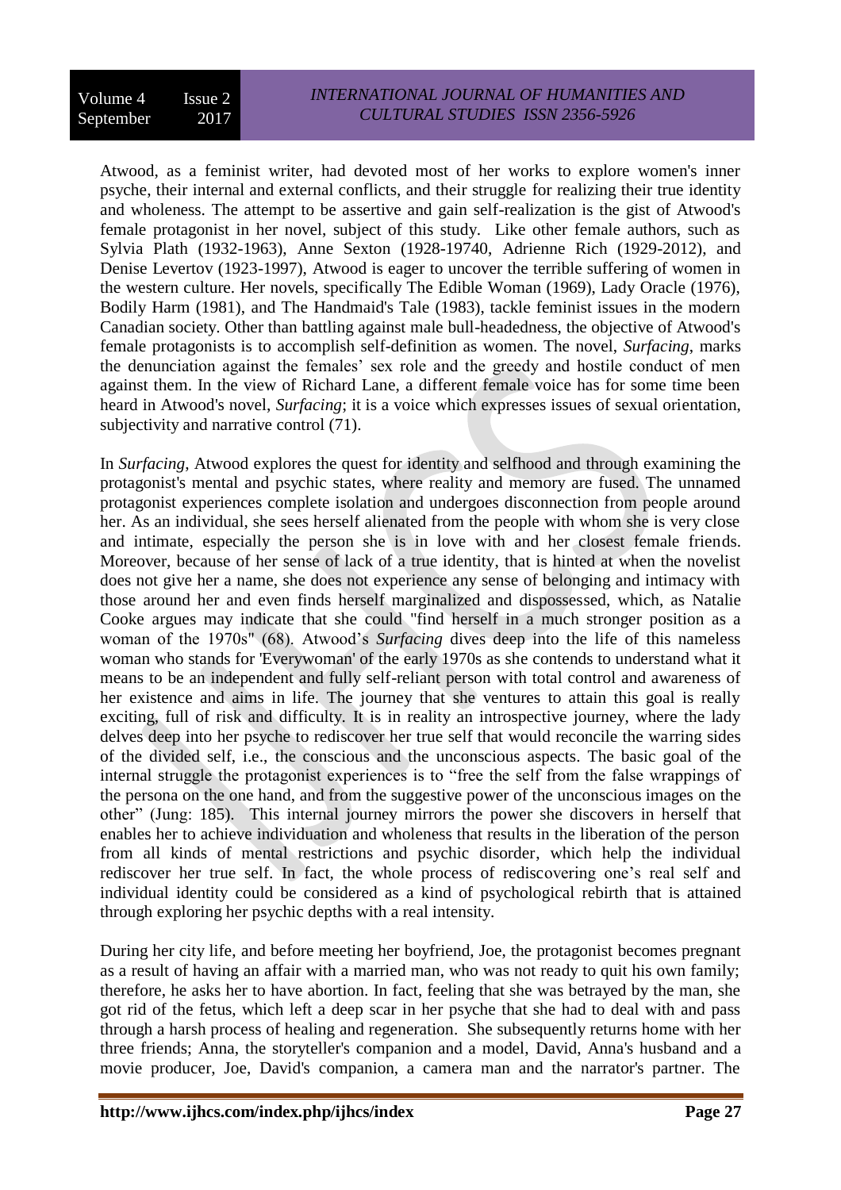Atwood, as a feminist writer, had devoted most of her works to explore women's inner psyche, their internal and external conflicts, and their struggle for realizing their true identity and wholeness. The attempt to be assertive and gain self-realization is the gist of Atwood's female protagonist in her novel, subject of this study. Like other female authors, such as Sylvia Plath (1932-1963), Anne Sexton (1928-19740, Adrienne Rich (1929-2012), and Denise Levertov (1923-1997), Atwood is eager to uncover the terrible suffering of women in the western culture. Her novels, specifically The Edible Woman (1969), Lady Oracle (1976), Bodily Harm (1981), and The Handmaid's Tale (1983), tackle feminist issues in the modern Canadian society. Other than battling against male bull-headedness, the objective of Atwood's female protagonists is to accomplish self-definition as women. The novel, *Surfacing*, marks the denunciation against the females' sex role and the greedy and hostile conduct of men against them. In the view of Richard Lane, a different female voice has for some time been heard in Atwood's novel, *Surfacing*; it is a voice which expresses issues of sexual orientation, subjectivity and narrative control (71).

In *Surfacing*, Atwood explores the quest for identity and selfhood and through examining the protagonist's mental and psychic states, where reality and memory are fused. The unnamed protagonist experiences complete isolation and undergoes disconnection from people around her. As an individual, she sees herself alienated from the people with whom she is very close and intimate, especially the person she is in love with and her closest female friends. Moreover, because of her sense of lack of a true identity, that is hinted at when the novelist does not give her a name, she does not experience any sense of belonging and intimacy with those around her and even finds herself marginalized and dispossessed, which, as Natalie Cooke argues may indicate that she could "find herself in a much stronger position as a woman of the 1970s" (68). Atwood's *Surfacing* dives deep into the life of this nameless woman who stands for 'Everywoman' of the early 1970s as she contends to understand what it means to be an independent and fully self-reliant person with total control and awareness of her existence and aims in life. The journey that she ventures to attain this goal is really exciting, full of risk and difficulty. It is in reality an introspective journey, where the lady delves deep into her psyche to rediscover her true self that would reconcile the warring sides of the divided self, i.e., the conscious and the unconscious aspects. The basic goal of the internal struggle the protagonist experiences is to "free the self from the false wrappings of the persona on the one hand, and from the suggestive power of the unconscious images on the other" (Jung: 185). This internal journey mirrors the power she discovers in herself that enables her to achieve individuation and wholeness that results in the liberation of the person from all kinds of mental restrictions and psychic disorder, which help the individual rediscover her true self. In fact, the whole process of rediscovering one's real self and individual identity could be considered as a kind of psychological rebirth that is attained through exploring her psychic depths with a real intensity.

During her city life, and before meeting her boyfriend, Joe, the protagonist becomes pregnant as a result of having an affair with a married man, who was not ready to quit his own family; therefore, he asks her to have abortion. In fact, feeling that she was betrayed by the man, she got rid of the fetus, which left a deep scar in her psyche that she had to deal with and pass through a harsh process of healing and regeneration. She subsequently returns home with her three friends; Anna, the storyteller's companion and a model, David, Anna's husband and a movie producer, Joe, David's companion, a camera man and the narrator's partner. The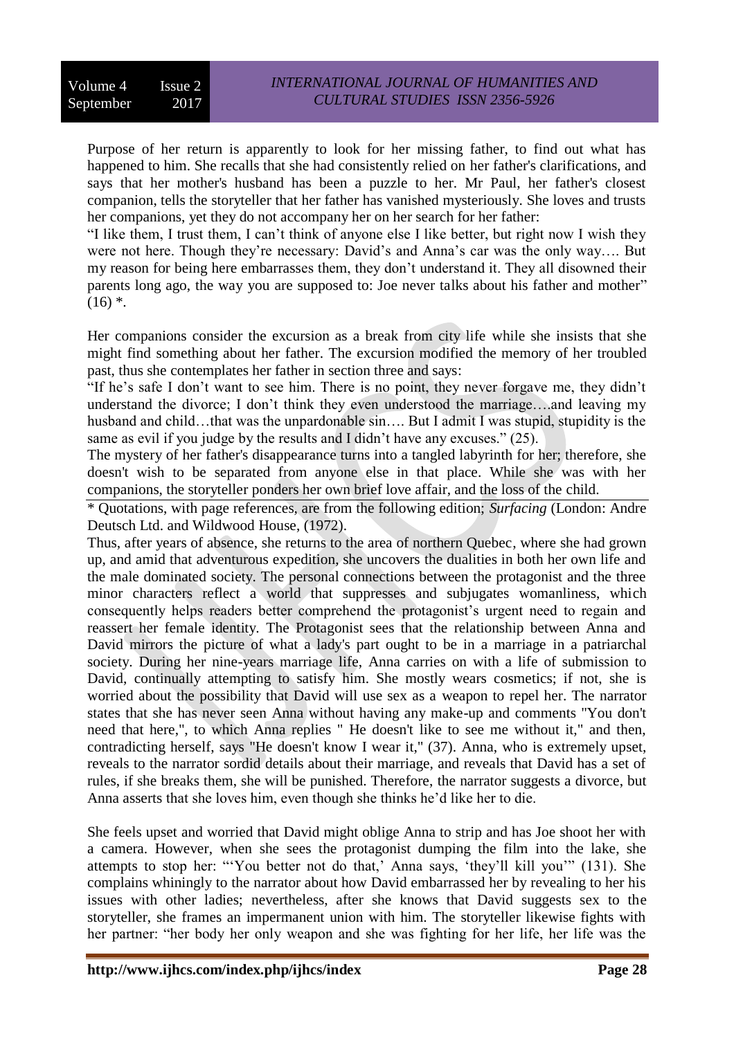Purpose of her return is apparently to look for her missing father, to find out what has happened to him. She recalls that she had consistently relied on her father's clarifications, and says that her mother's husband has been a puzzle to her. Mr Paul, her father's closest companion, tells the storyteller that her father has vanished mysteriously. She loves and trusts her companions, yet they do not accompany her on her search for her father:

"I like them, I trust them, I can't think of anyone else I like better, but right now I wish they were not here. Though they're necessary: David's and Anna's car was the only way…. But my reason for being here embarrasses them, they don't understand it. They all disowned their parents long ago, the way you are supposed to: Joe never talks about his father and mother" (16) *.

Her companions consider the excursion as a break from city life while she insists that she might find something about her father. The excursion modified the memory of her troubled past, thus she contemplates her father in section three and says:

"If he's safe I don't want to see him. There is no point, they never forgave me, they didn't understand the divorce; I don't think they even understood the marriage….and leaving my husband and child…that was the unpardonable sin…. But I admit I was stupid, stupidity is the same as evil if you judge by the results and I didn't have any excuses." (25).

The mystery of her father's disappearance turns into a tangled labyrinth for her; therefore, she doesn't wish to be separated from anyone else in that place. While she was with her companions, the storyteller ponders her own brief love affair, and the loss of the child.

---

* Quotations, with page references, are from the following edition; *Surfacing* (London: Andre Deutsch Ltd. and Wildwood House, (1972).

Thus, after years of absence, she returns to the area of northern Quebec, where she had grown up, and amid that adventurous expedition, she uncovers the dualities in both her own life and the male dominated society. The personal connections between the protagonist and the three minor characters reflect a world that suppresses and subjugates womanliness, which consequently helps readers better comprehend the protagonist's urgent need to regain and reassert her female identity. The Protagonist sees that the relationship between Anna and David mirrors the picture of what a lady's part ought to be in a marriage in a patriarchal society. During her nine-years marriage life, Anna carries on with a life of submission to David, continually attempting to satisfy him. She mostly wears cosmetics; if not, she is worried about the possibility that David will use sex as a weapon to repel her. The narrator states that she has never seen Anna without having any make-up and comments "You don't need that here,", to which Anna replies " He doesn't like to see me without it," and then, contradicting herself, says "He doesn't know I wear it," (37). Anna, who is extremely upset, reveals to the narrator sordid details about their marriage, and reveals that David has a set of rules, if she breaks them, she will be punished. Therefore, the narrator suggests a divorce, but Anna asserts that she loves him, even though she thinks he'd like her to die.

She feels upset and worried that David might oblige Anna to strip and has Joe shoot her with a camera. However, when she sees the protagonist dumping the film into the lake, she attempts to stop her: "'You better not do that,' Anna says, 'they'll kill you'" (131). She complains whiningly to the narrator about how David embarrassed her by revealing to her his issues with other ladies; nevertheless, after she knows that David suggests sex to the storyteller, she frames an impermanent union with him. The storyteller likewise fights with her partner: "her body her only weapon and she was fighting for her life, her life was the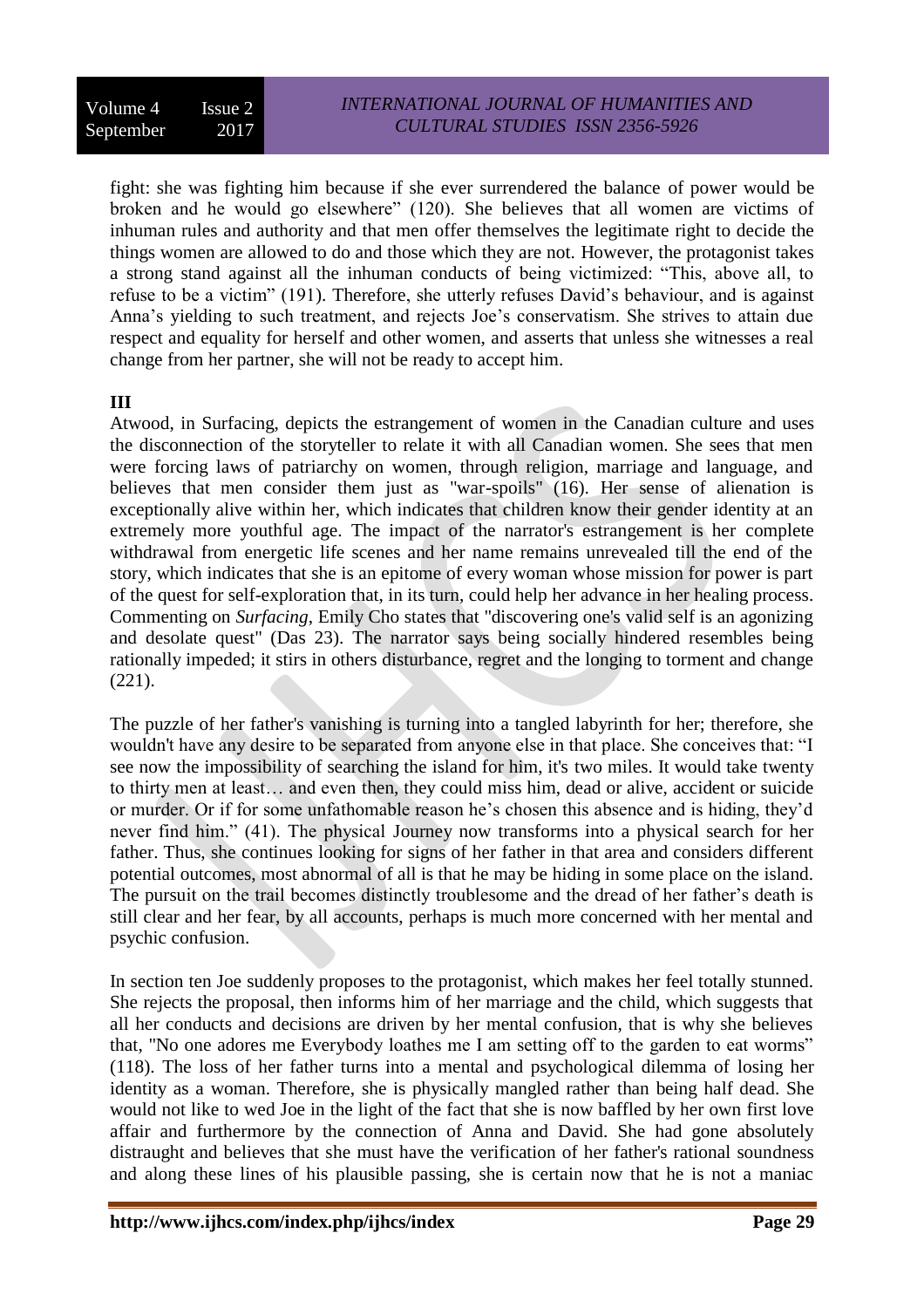fight: she was fighting him because if she ever surrendered the balance of power would be broken and he would go elsewhere" (120). She believes that all women are victims of inhuman rules and authority and that men offer themselves the legitimate right to decide the things women are allowed to do and those which they are not. However, the protagonist takes a strong stand against all the inhuman conducts of being victimized: "This, above all, to refuse to be a victim" (191). Therefore, she utterly refuses David's behaviour, and is against Anna's yielding to such treatment, and rejects Joe's conservatism. She strives to attain due respect and equality for herself and other women, and asserts that unless she witnesses a real change from her partner, she will not be ready to accept him.

### III

Atwood, in Surfacing, depicts the estrangement of women in the Canadian culture and uses the disconnection of the storyteller to relate it with all Canadian women. She sees that men were forcing laws of patriarchy on women, through religion, marriage and language, and believes that men consider them just as "war-spoils" (16). Her sense of alienation is exceptionally alive within her, which indicates that children know their gender identity at an extremely more youthful age. The impact of the narrator's estrangement is her complete withdrawal from energetic life scenes and her name remains unrevealed till the end of the story, which indicates that she is an epitome of every woman whose mission for power is part of the quest for self-exploration that, in its turn, could help her advance in her healing process. Commenting on *Surfacing*, Emily Cho states that "discovering one's valid self is an agonizing and desolate quest" (Das 23). The narrator says being socially hindered resembles being rationally impeded; it stirs in others disturbance, regret and the longing to torment and change (221).

The puzzle of her father's vanishing is turning into a tangled labyrinth for her; therefore, she wouldn't have any desire to be separated from anyone else in that place. She conceives that: "I see now the impossibility of searching the island for him, it's two miles. It would take twenty to thirty men at least… and even then, they could miss him, dead or alive, accident or suicide or murder. Or if for some unfathomable reason he's chosen this absence and is hiding, they'd never find him." (41). The physical Journey now transforms into a physical search for her father. Thus, she continues looking for signs of her father in that area and considers different potential outcomes, most abnormal of all is that he may be hiding in some place on the island. The pursuit on the trail becomes distinctly troublesome and the dread of her father's death is still clear and her fear, by all accounts, perhaps is much more concerned with her mental and psychic confusion.

In section ten Joe suddenly proposes to the protagonist, which makes her feel totally stunned. She rejects the proposal, then informs him of her marriage and the child, which suggests that all her conducts and decisions are driven by her mental confusion, that is why she believes that, "No one adores me Everybody loathes me I am setting off to the garden to eat worms" (118). The loss of her father turns into a mental and psychological dilemma of losing her identity as a woman. Therefore, she is physically mangled rather than being half dead. She would not like to wed Joe in the light of the fact that she is now baffled by her own first love affair and furthermore by the connection of Anna and David. She had gone absolutely distraught and believes that she must have the verification of her father's rational soundness and along these lines of his plausible passing, she is certain now that he is not a maniac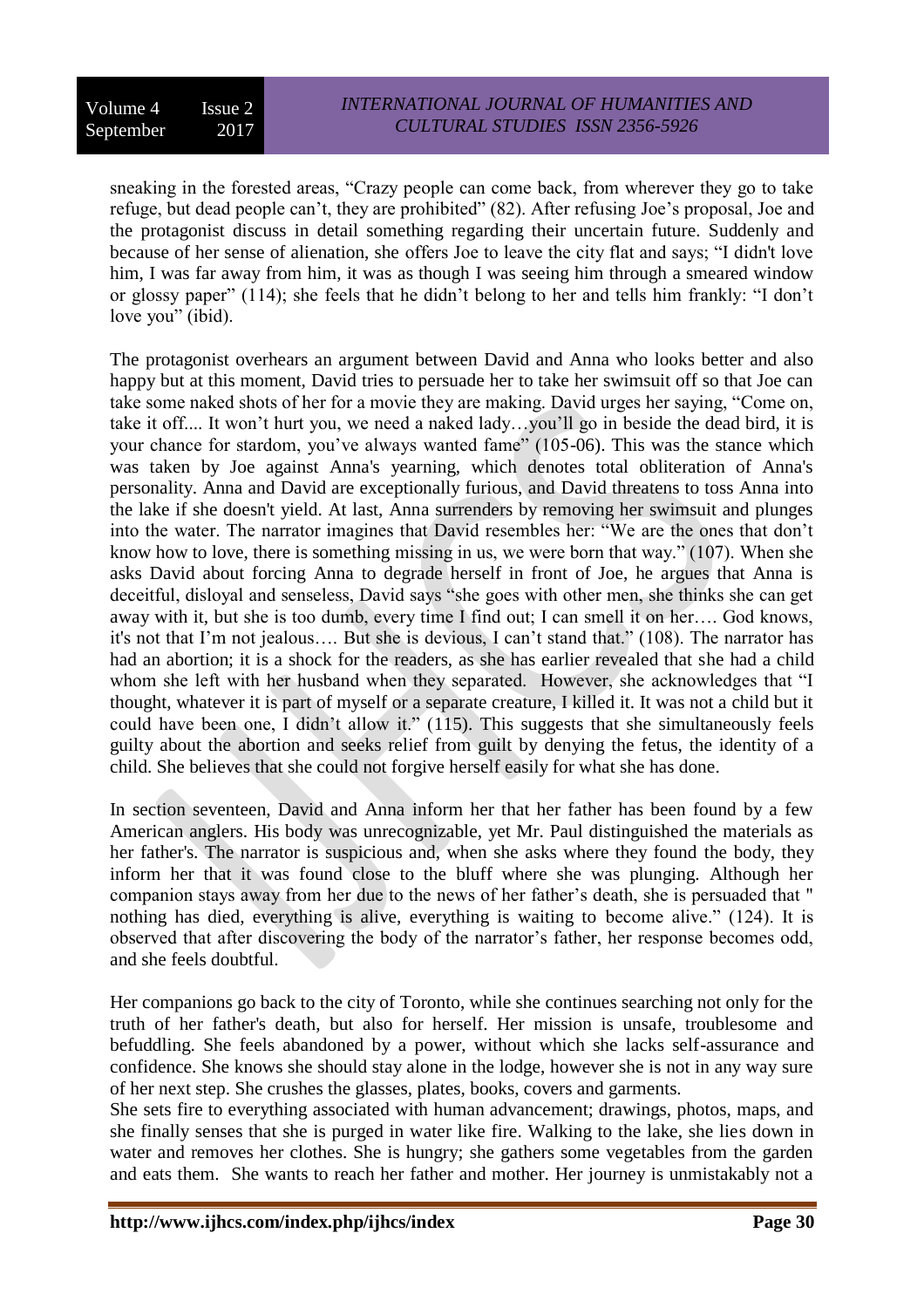sneaking in the forested areas, "Crazy people can come back, from wherever they go to take refuge, but dead people can't, they are prohibited" (82). After refusing Joe's proposal, Joe and the protagonist discuss in detail something regarding their uncertain future. Suddenly and because of her sense of alienation, she offers Joe to leave the city flat and says; "I didn't love him, I was far away from him, it was as though I was seeing him through a smeared window or glossy paper" (114); she feels that he didn't belong to her and tells him frankly: "I don't love you" (ibid).

The protagonist overhears an argument between David and Anna who looks better and also happy but at this moment, David tries to persuade her to take her swimsuit off so that Joe can take some naked shots of her for a movie they are making. David urges her saying, "Come on, take it off.... It won't hurt you, we need a naked lady…you'll go in beside the dead bird, it is your chance for stardom, you've always wanted fame" (105-06). This was the stance which was taken by Joe against Anna's yearning, which denotes total obliteration of Anna's personality. Anna and David are exceptionally furious, and David threatens to toss Anna into the lake if she doesn't yield. At last, Anna surrenders by removing her swimsuit and plunges into the water. The narrator imagines that David resembles her: "We are the ones that don't know how to love, there is something missing in us, we were born that way." (107). When she asks David about forcing Anna to degrade herself in front of Joe, he argues that Anna is deceitful, disloyal and senseless, David says "she goes with other men, she thinks she can get away with it, but she is too dumb, every time I find out; I can smell it on her…. God knows, it's not that I'm not jealous…. But she is devious, I can't stand that." (108). The narrator has had an abortion; it is a shock for the readers, as she has earlier revealed that she had a child whom she left with her husband when they separated. However, she acknowledges that "I thought, whatever it is part of myself or a separate creature, I killed it. It was not a child but it could have been one, I didn't allow it." (115). This suggests that she simultaneously feels guilty about the abortion and seeks relief from guilt by denying the fetus, the identity of a child. She believes that she could not forgive herself easily for what she has done.

In section seventeen, David and Anna inform her that her father has been found by a few American anglers. His body was unrecognizable, yet Mr. Paul distinguished the materials as her father's. The narrator is suspicious and, when she asks where they found the body, they inform her that it was found close to the bluff where she was plunging. Although her companion stays away from her due to the news of her father's death, she is persuaded that " nothing has died, everything is alive, everything is waiting to become alive." (124). It is observed that after discovering the body of the narrator's father, her response becomes odd, and she feels doubtful.

Her companions go back to the city of Toronto, while she continues searching not only for the truth of her father's death, but also for herself. Her mission is unsafe, troublesome and befuddling. She feels abandoned by a power, without which she lacks self-assurance and confidence. She knows she should stay alone in the lodge, however she is not in any way sure of her next step. She crushes the glasses, plates, books, covers and garments.

She sets fire to everything associated with human advancement; drawings, photos, maps, and she finally senses that she is purged in water like fire. Walking to the lake, she lies down in water and removes her clothes. She is hungry; she gathers some vegetables from the garden and eats them. She wants to reach her father and mother. Her journey is unmistakably not a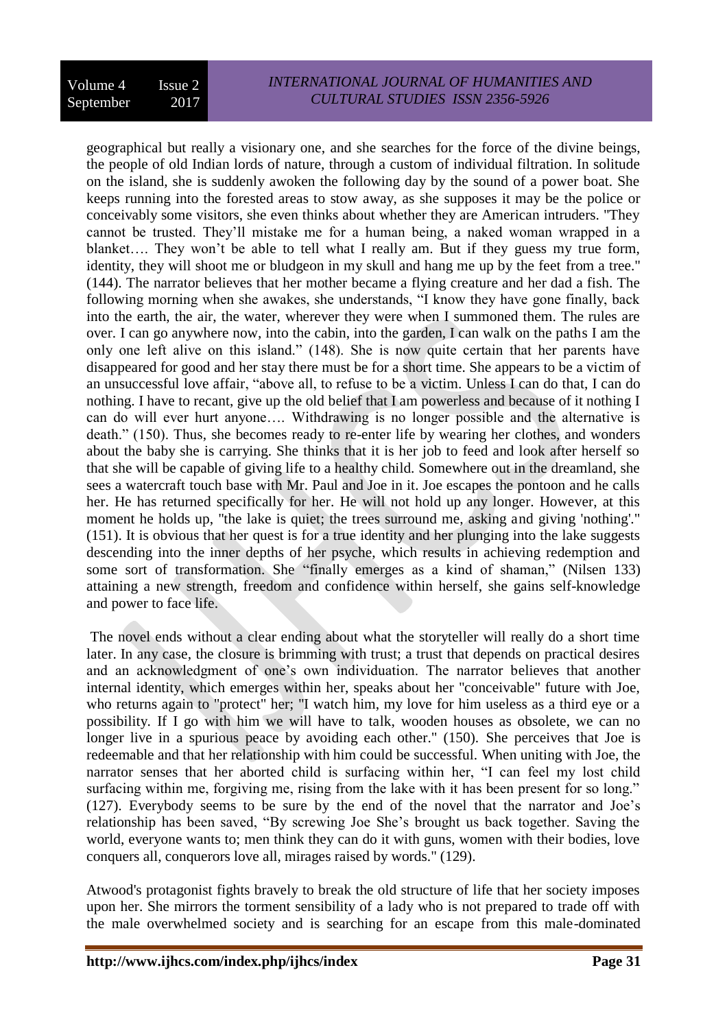geographical but really a visionary one, and she searches for the force of the divine beings, the people of old Indian lords of nature, through a custom of individual filtration. In solitude on the island, she is suddenly awoken the following day by the sound of a power boat. She keeps running into the forested areas to stow away, as she supposes it may be the police or conceivably some visitors, she even thinks about whether they are American intruders. "They cannot be trusted. They'll mistake me for a human being, a naked woman wrapped in a blanket…. They won't be able to tell what I really am. But if they guess my true form, identity, they will shoot me or bludgeon in my skull and hang me up by the feet from a tree." (144). The narrator believes that her mother became a flying creature and her dad a fish. The following morning when she awakes, she understands, "I know they have gone finally, back into the earth, the air, the water, wherever they were when I summoned them. The rules are over. I can go anywhere now, into the cabin, into the garden, I can walk on the paths I am the only one left alive on this island." (148). She is now quite certain that her parents have disappeared for good and her stay there must be for a short time. She appears to be a victim of an unsuccessful love affair, "above all, to refuse to be a victim. Unless I can do that, I can do nothing. I have to recant, give up the old belief that I am powerless and because of it nothing I can do will ever hurt anyone…. Withdrawing is no longer possible and the alternative is death." (150). Thus, she becomes ready to re-enter life by wearing her clothes, and wonders about the baby she is carrying. She thinks that it is her job to feed and look after herself so that she will be capable of giving life to a healthy child. Somewhere out in the dreamland, she sees a watercraft touch base with Mr. Paul and Joe in it. Joe escapes the pontoon and he calls her. He has returned specifically for her. He will not hold up any longer. However, at this moment he holds up, "the lake is quiet; the trees surround me, asking and giving 'nothing'." (151). It is obvious that her quest is for a true identity and her plunging into the lake suggests descending into the inner depths of her psyche, which results in achieving redemption and some sort of transformation. She "finally emerges as a kind of shaman," (Nilsen 133) attaining a new strength, freedom and confidence within herself, she gains self-knowledge and power to face life.

The novel ends without a clear ending about what the storyteller will really do a short time later. In any case, the closure is brimming with trust; a trust that depends on practical desires and an acknowledgment of one's own individuation. The narrator believes that another internal identity, which emerges within her, speaks about her "conceivable" future with Joe, who returns again to "protect" her; "I watch him, my love for him useless as a third eye or a possibility. If I go with him we will have to talk, wooden houses as obsolete, we can no longer live in a spurious peace by avoiding each other." (150). She perceives that Joe is redeemable and that her relationship with him could be successful. When uniting with Joe, the narrator senses that her aborted child is surfacing within her, "I can feel my lost child surfacing within me, forgiving me, rising from the lake with it has been present for so long." (127). Everybody seems to be sure by the end of the novel that the narrator and Joe's relationship has been saved, "By screwing Joe She's brought us back together. Saving the world, everyone wants to; men think they can do it with guns, women with their bodies, love conquers all, conquerors love all, mirages raised by words." (129).

Atwood's protagonist fights bravely to break the old structure of life that her society imposes upon her. She mirrors the torment sensibility of a lady who is not prepared to trade off with the male overwhelmed society and is searching for an escape from this male-dominated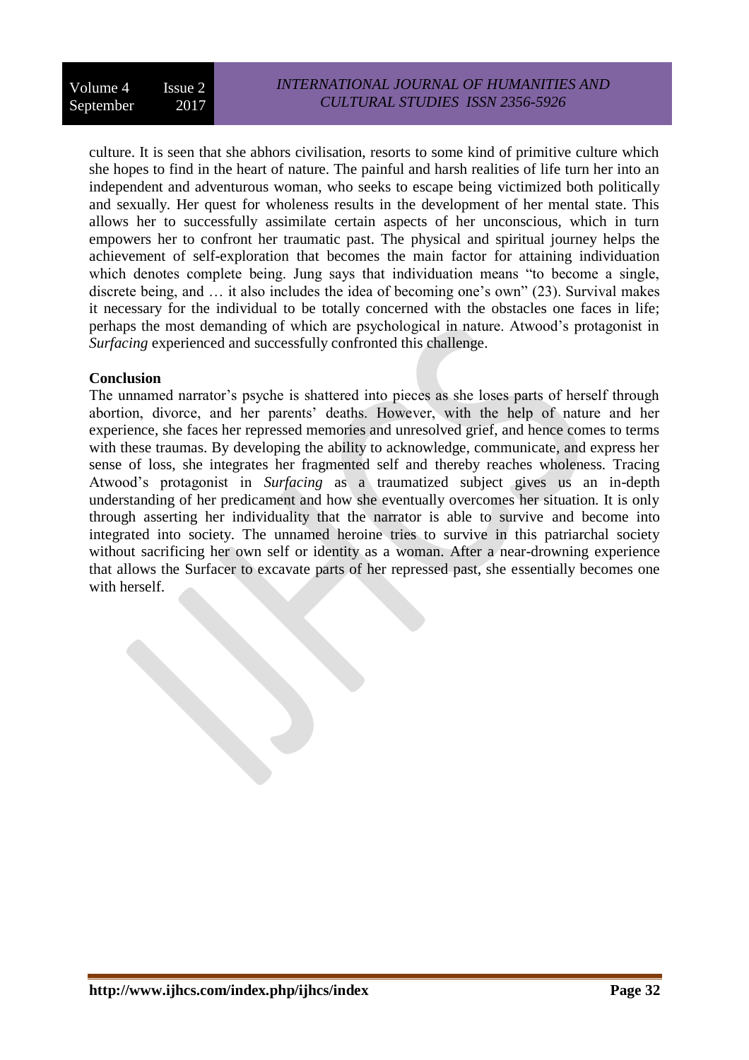culture. It is seen that she abhors civilisation, resorts to some kind of primitive culture which she hopes to find in the heart of nature. The painful and harsh realities of life turn her into an independent and adventurous woman, who seeks to escape being victimized both politically and sexually. Her quest for wholeness results in the development of her mental state. This allows her to successfully assimilate certain aspects of her unconscious, which in turn empowers her to confront her traumatic past. The physical and spiritual journey helps the achievement of self-exploration that becomes the main factor for attaining individuation which denotes complete being. Jung says that individuation means "to become a single, discrete being, and … it also includes the idea of becoming one's own" (23). Survival makes it necessary for the individual to be totally concerned with the obstacles one faces in life; perhaps the most demanding of which are psychological in nature. Atwood's protagonist in *Surfacing* experienced and successfully confronted this challenge.

**Conclusion**

The unnamed narrator's psyche is shattered into pieces as she loses parts of herself through abortion, divorce, and her parents' deaths. However, with the help of nature and her experience, she faces her repressed memories and unresolved grief, and hence comes to terms with these traumas. By developing the ability to acknowledge, communicate, and express her sense of loss, she integrates her fragmented self and thereby reaches wholeness. Tracing Atwood's protagonist in *Surfacing* as a traumatized subject gives us an in-depth understanding of her predicament and how she eventually overcomes her situation. It is only through asserting her individuality that the narrator is able to survive and become into integrated into society. The unnamed heroine tries to survive in this patriarchal society without sacrificing her own self or identity as a woman. After a near-drowning experience that allows the Surfacer to excavate parts of her repressed past, she essentially becomes one with herself.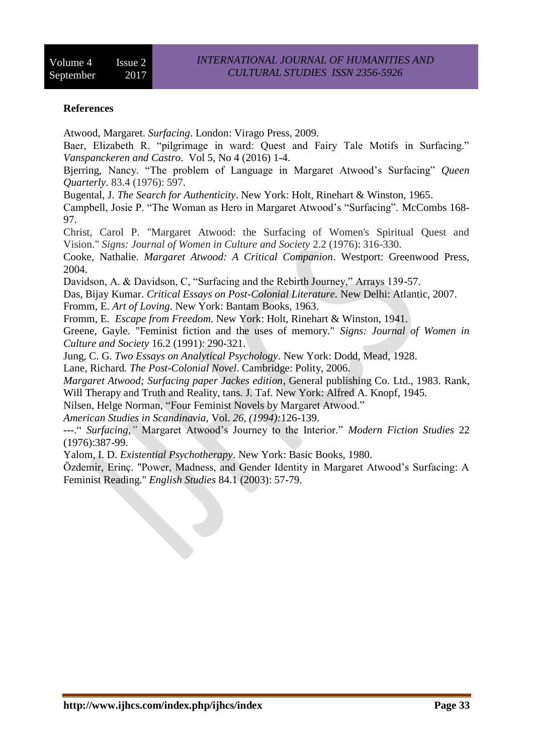**References**

Atwood, Margaret. *Surfacing*. London: Virago Press, 2009.

Baer, Elizabeth R. "pilgrimage in ward: Quest and Fairy Tale Motifs in Surfacing." *Vanspanckeren and Castro*. Vol 5, No 4 (2016) 1-4.

Bjerring, Nancy. "The problem of Language in Margaret Atwood's Surfacing" *Queen Quarterly*. 83.4 (1976): 597.

Bugental, J. *The Search for Authenticity*. New York: Holt, Rinehart & Winston, 1965.

Campbell, Josie P. "The Woman as Hero in Margaret Atwood's "Surfacing". McCombs 168-97.

Christ, Carol P. "Margaret Atwood: the Surfacing of Women's Spiritual Quest and Vision." *Signs: Journal of Women in Culture and Society* 2.2 (1976): 316-330.

Cooke, Nathalie. *Margaret Atwood: A Critical Companion*. Westport: Greenwood Press, 2004.

Davidson, A. & Davidson, C, "Surfacing and the Rebirth Journey," Arrays 139-57.

Das, Bijay Kumar. *Critical Essays on Post-Colonial Literature*. New Delhi: Atlantic, 2007.

Fromm, E. *Art of Loving*. New York: Bantam Books, 1963.

Fromm, E. *Escape from Freedom*. New York: Holt, Rinehart & Winston, 1941.

Greene, Gayle. "Feminist fiction and the uses of memory." *Signs: Journal of Women in Culture and Society* 16.2 (1991): 290-321.

Jung, C. G. *Two Essays on Analytical Psychology*. New York: Dodd, Mead, 1928.

Lane, Richard. *The Post-Colonial Novel*. Cambridge: Polity, 2006.

*Margaret Atwood; Surfacing paper Jackes edition*, General publishing Co. Ltd., 1983. Rank, Will Therapy and Truth and Reality, tans. J. Taf. New York: Alfred A. Knopf, 1945.

Nilsen, Helge Norman, "Four Feminist Novels by Margaret Atwood." *American Studies in Scandinavia,* Vol. *26, (1994):*126-139.

---." *Surfacing,"* Margaret Atwood's Journey to the Interior." *Modern Fiction Studies* 22 (1976):387-99.

Yalom, I. D. *Existential Psychotherapy*. New York: Basic Books, 1980.

Özdemir, Erinç. "Power, Madness, and Gender Identity in Margaret Atwood's Surfacing: A Feminist Reading." *English Studies* 84.1 (2003): 57-79.